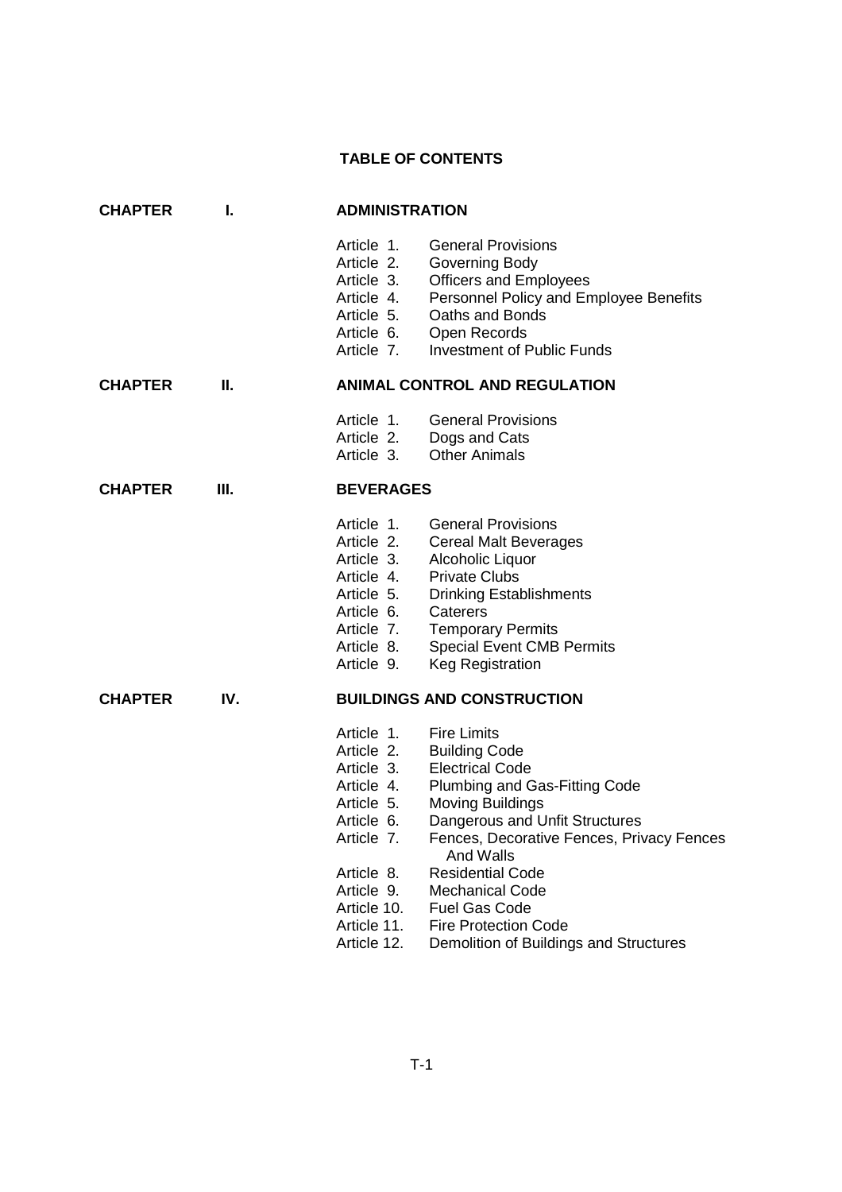# TABLE OF CONTENTS

## CHAPTER I. ADMINISTRATION

- Article 1. General Provisions
- Article 2. Governing Body
- Article 3. Officers and Employees
- Article 4. Personnel Policy and Employee Benefits
- Article 5. Oaths and Bonds
- Article 6. Open Records
- Article 7. Investment of Public Funds

## CHAPTER II. ANIMAL CONTROL AND REGULATION

- Article 1. General Provisions
- Article 2. Dogs and Cats
- Article 3. Other Animals

## CHAPTER III. BEVERAGES

- Article 1. General Provisions
- Article 2. Cereal Malt Beverages
- Article 3. Alcoholic Liquor
- Article 4. Private Clubs
- Article 5. Drinking Establishments
- Article 6. Caterers
- Article 7. Temporary Permits
- Article 8. Special Event CMB Permits
- Article 9. Keg Registration

## CHAPTER IV. BUILDINGS AND CONSTRUCTION

- Article 1. Fire Limits
- Article 2. Building Code
- Article 3. Electrical Code
- Article 4. Plumbing and Gas-Fitting Code
- Article 5. Moving Buildings
- Article 6. Dangerous and Unfit Structures
- Article 7. Fences, Decorative Fences, Privacy Fences And Walls
- Article 8. Residential Code
- Article 9. Mechanical Code
- Article 10. Fuel Gas Code
- Article 11. Fire Protection Code
- Article 12. Demolition of Buildings and Structures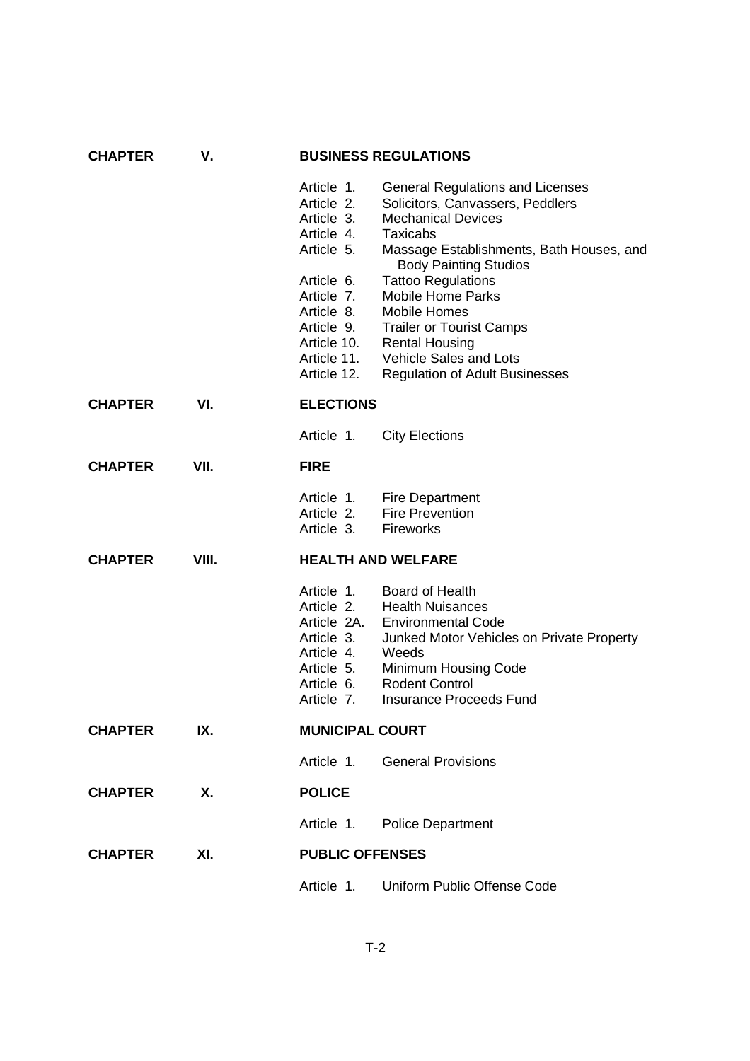**CHAPTER V. BUSINESS REGULATIONS**

- Article 1. General Regulations and Licenses
- Article 2. Solicitors, Canvassers, Peddlers
- Article 3. Mechanical Devices
- Article 4. Taxicabs
- Article 5. Massage Establishments, Bath Houses, and Body Painting Studios
- Article 6. Tattoo Regulations
- Article 7. Mobile Home Parks
- Article 8. Mobile Homes
- Article 9. Trailer or Tourist Camps
- Article 10. Rental Housing
- Article 11. Vehicle Sales and Lots
- Article 12. Regulation of Adult Businesses

**CHAPTER VI. ELECTIONS**

- Article 1. City Elections

**CHAPTER VII. FIRE**

- Article 1. Fire Department
- Article 2. Fire Prevention
- Article 3. Fireworks

**CHAPTER VIII. HEALTH AND WELFARE**

- Article 1. Board of Health
- Article 2. Health Nuisances
- Article 2A. Environmental Code
- Article 3. Junked Motor Vehicles on Private Property
- Article 4. Weeds
- Article 5. Minimum Housing Code
- Article 6. Rodent Control
- Article 7. Insurance Proceeds Fund

**CHAPTER IX. MUNICIPAL COURT**

- Article 1. General Provisions

**CHAPTER X. POLICE**

- Article 1. Police Department

**CHAPTER XI. PUBLIC OFFENSES**

- Article 1. Uniform Public Offense Code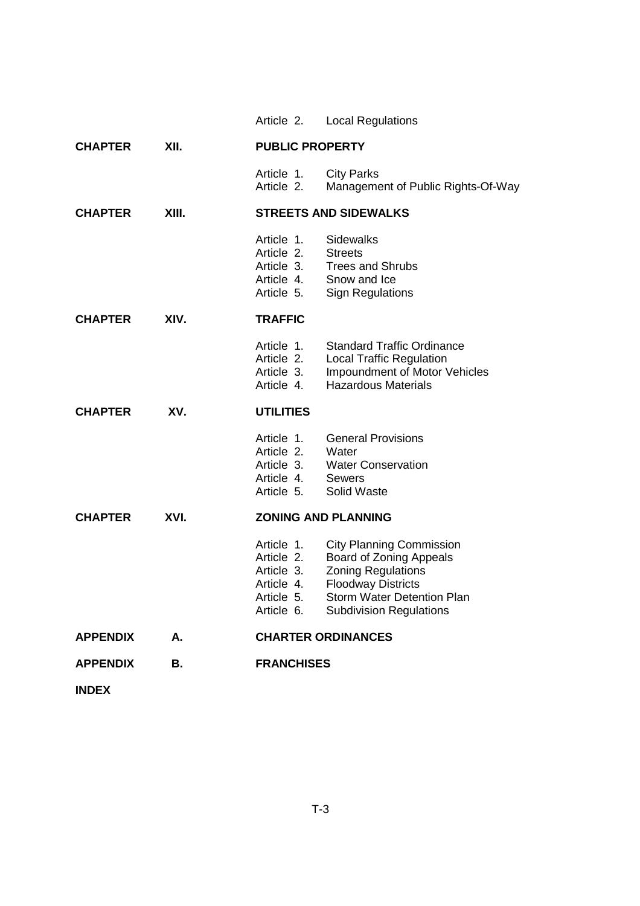| | | | |
|---|---|---|---|
| | | Article 2. | Local Regulations |
| **CHAPTER** | **XII.** | **PUBLIC PROPERTY** | |
| | | Article 1. | City Parks |
| | | Article 2. | Management of Public Rights-Of-Way |
| **CHAPTER** | **XIII.** | **STREETS AND SIDEWALKS** | |
| | | Article 1. | Sidewalks |
| | | Article 2. | Streets |
| | | Article 3. | Trees and Shrubs |
| | | Article 4. | Snow and Ice |
| | | Article 5. | Sign Regulations |
| **CHAPTER** | **XIV.** | **TRAFFIC** | |
| | | Article 1. | Standard Traffic Ordinance |
| | | Article 2. | Local Traffic Regulation |
| | | Article 3. | Impoundment of Motor Vehicles |
| | | Article 4. | Hazardous Materials |
| **CHAPTER** | **XV.** | **UTILITIES** | |
| | | Article 1. | General Provisions |
| | | Article 2. | Water |
| | | Article 3. | Water Conservation |
| | | Article 4. | Sewers |
| | | Article 5. | Solid Waste |
| **CHAPTER** | **XVI.** | **ZONING AND PLANNING** | |
| | | Article 1. | City Planning Commission |
| | | Article 2. | Board of Zoning Appeals |
| | | Article 3. | Zoning Regulations |
| | | Article 4. | Floodway Districts |
| | | Article 5. | Storm Water Detention Plan |
| | | Article 6. | Subdivision Regulations |
| **APPENDIX** | **A.** | **CHARTER ORDINANCES** | |
| **APPENDIX** | **B.** | **FRANCHISES** | |
| **INDEX** | | | |